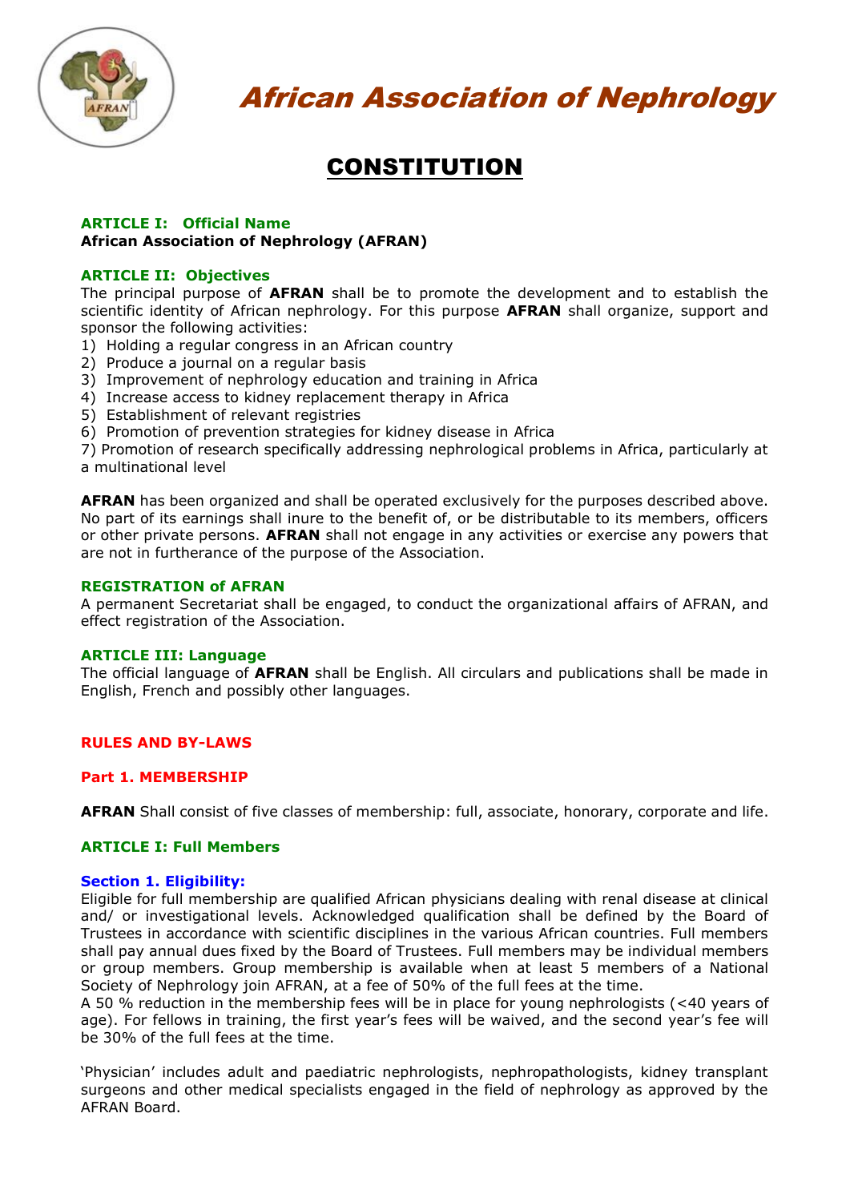# African Association of Nephrology

## CONSTITUTION

### ARTICLE I: Official Name

**African Association of Nephrology (AFRAN)**

### ARTICLE II: Objectives

The principal purpose of **AFRAN** shall be to promote the development and to establish the scientific identity of African nephrology. For this purpose **AFRAN** shall organize, support and sponsor the following activities:

1) Holding a regular congress in an African country
2) Produce a journal on a regular basis
3) Improvement of nephrology education and training in Africa
4) Increase access to kidney replacement therapy in Africa
5) Establishment of relevant registries
6) Promotion of prevention strategies for kidney disease in Africa
7) Promotion of research specifically addressing nephrological problems in Africa, particularly at a multinational level

**AFRAN** has been organized and shall be operated exclusively for the purposes described above. No part of its earnings shall inure to the benefit of, or be distributable to its members, officers or other private persons. **AFRAN** shall not engage in any activities or exercise any powers that are not in furtherance of the purpose of the Association.

### REGISTRATION of AFRAN

A permanent Secretariat shall be engaged, to conduct the organizational affairs of AFRAN, and effect registration of the Association.

### ARTICLE III: Language

The official language of **AFRAN** shall be English. All circulars and publications shall be made in English, French and possibly other languages.

## RULES AND BY-LAWS

### Part 1. MEMBERSHIP

**AFRAN** Shall consist of five classes of membership: full, associate, honorary, corporate and life.

### ARTICLE I: Full Members

#### Section 1. Eligibility:

Eligible for full membership are qualified African physicians dealing with renal disease at clinical and/ or investigational levels. Acknowledged qualification shall be defined by the Board of Trustees in accordance with scientific disciplines in the various African countries. Full members shall pay annual dues fixed by the Board of Trustees. Full members may be individual members or group members. Group membership is available when at least 5 members of a National Society of Nephrology join AFRAN, at a fee of 50% of the full fees at the time.

A 50 % reduction in the membership fees will be in place for young nephrologists (<40 years of age). For fellows in training, the first year's fees will be waived, and the second year's fee will be 30% of the full fees at the time.

'Physician' includes adult and paediatric nephrologists, nephropathologists, kidney transplant surgeons and other medical specialists engaged in the field of nephrology as approved by the AFRAN Board.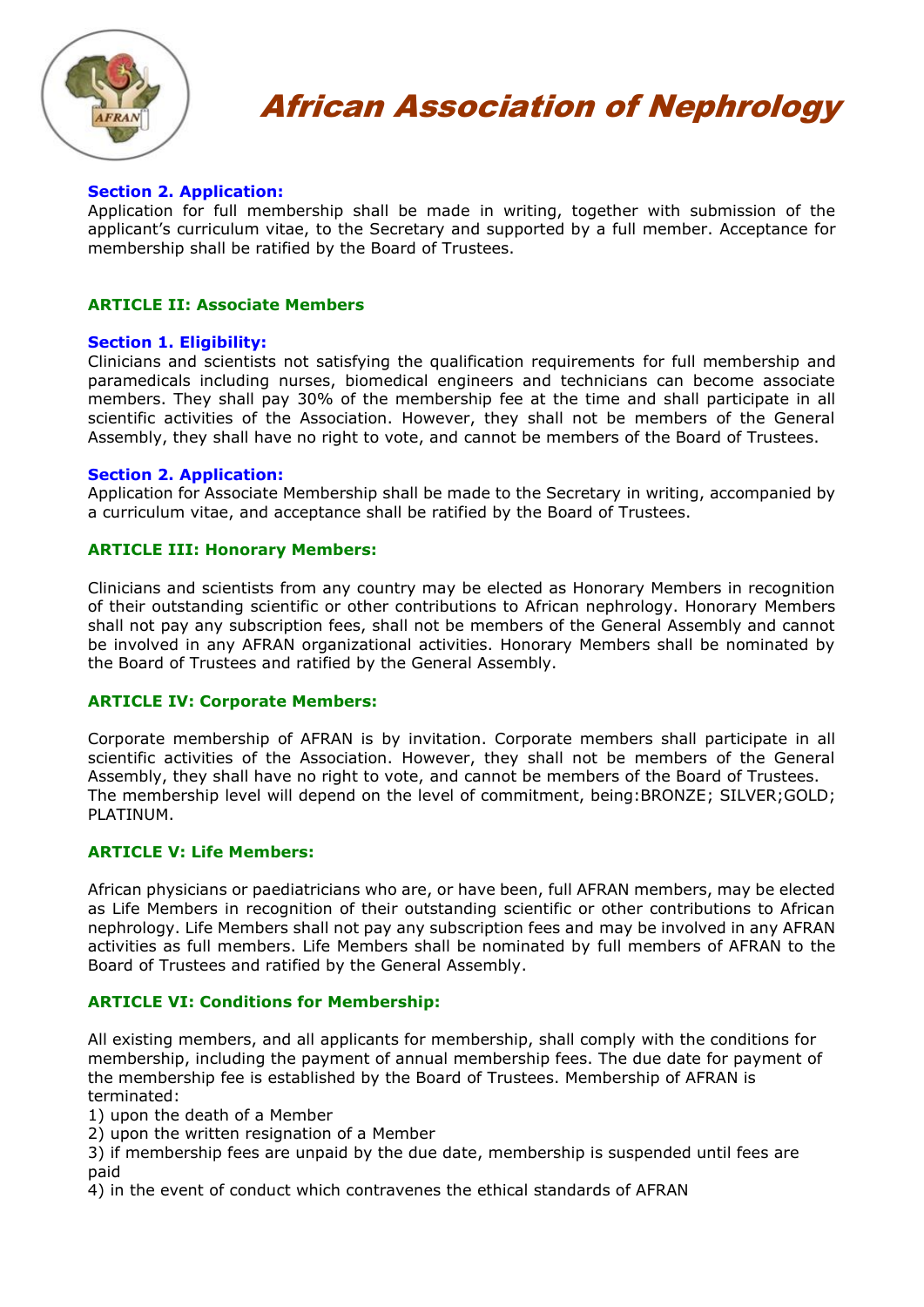### Section 2. Application:

Application for full membership shall be made in writing, together with submission of the applicant's curriculum vitae, to the Secretary and supported by a full member. Acceptance for membership shall be ratified by the Board of Trustees.

## ARTICLE II: Associate Members

### Section 1. Eligibility:

Clinicians and scientists not satisfying the qualification requirements for full membership and paramedicals including nurses, biomedical engineers and technicians can become associate members. They shall pay 30% of the membership fee at the time and shall participate in all scientific activities of the Association. However, they shall not be members of the General Assembly, they shall have no right to vote, and cannot be members of the Board of Trustees.

### Section 2. Application:

Application for Associate Membership shall be made to the Secretary in writing, accompanied by a curriculum vitae, and acceptance shall be ratified by the Board of Trustees.

## ARTICLE III: Honorary Members:

Clinicians and scientists from any country may be elected as Honorary Members in recognition of their outstanding scientific or other contributions to African nephrology. Honorary Members shall not pay any subscription fees, shall not be members of the General Assembly and cannot be involved in any AFRAN organizational activities. Honorary Members shall be nominated by the Board of Trustees and ratified by the General Assembly.

## ARTICLE IV: Corporate Members:

Corporate membership of AFRAN is by invitation. Corporate members shall participate in all scientific activities of the Association. However, they shall not be members of the General Assembly, they shall have no right to vote, and cannot be members of the Board of Trustees. The membership level will depend on the level of commitment, being:BRONZE; SILVER;GOLD; PLATINUM.

## ARTICLE V: Life Members:

African physicians or paediatricians who are, or have been, full AFRAN members, may be elected as Life Members in recognition of their outstanding scientific or other contributions to African nephrology. Life Members shall not pay any subscription fees and may be involved in any AFRAN activities as full members. Life Members shall be nominated by full members of AFRAN to the Board of Trustees and ratified by the General Assembly.

## ARTICLE VI: Conditions for Membership:

All existing members, and all applicants for membership, shall comply with the conditions for membership, including the payment of annual membership fees. The due date for payment of the membership fee is established by the Board of Trustees. Membership of AFRAN is terminated:

1) upon the death of a Member
2) upon the written resignation of a Member
3) if membership fees are unpaid by the due date, membership is suspended until fees are paid
4) in the event of conduct which contravenes the ethical standards of AFRAN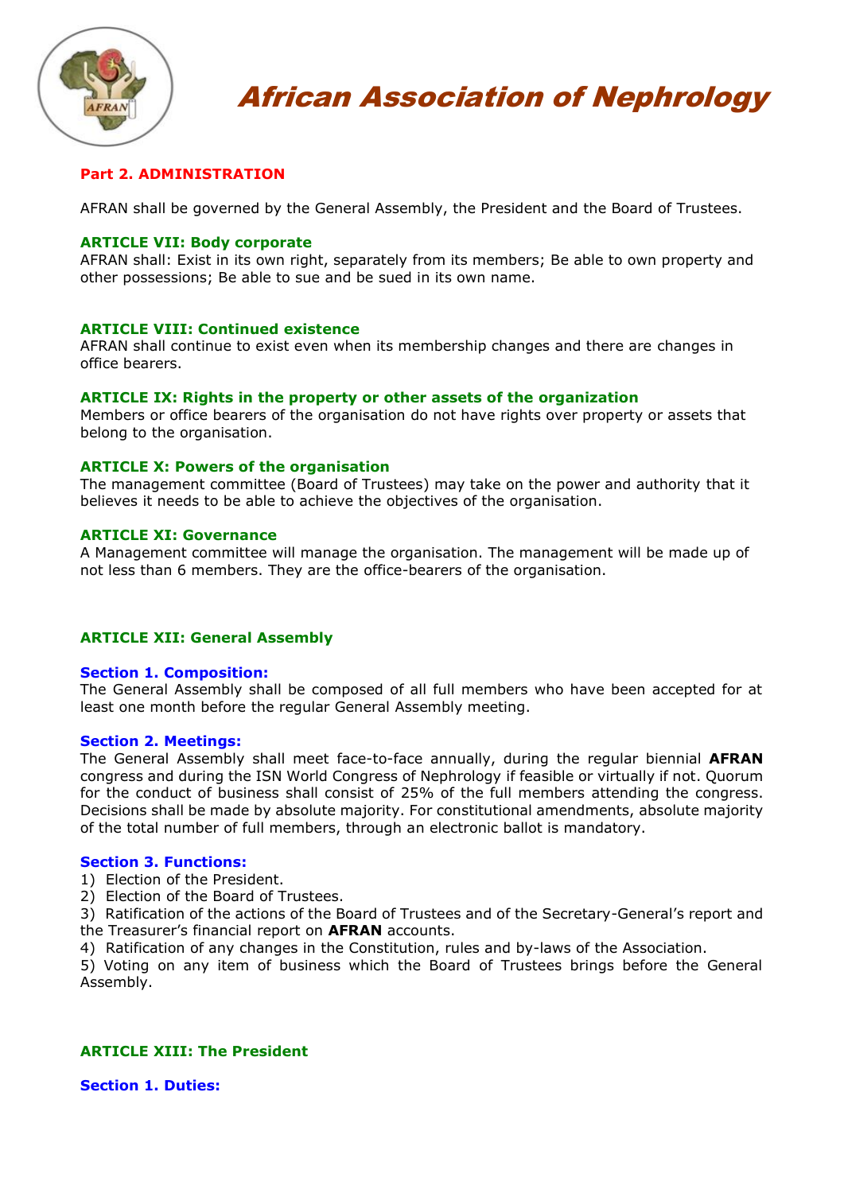## Part 2. ADMINISTRATION

AFRAN shall be governed by the General Assembly, the President and the Board of Trustees.

### ARTICLE VII: Body corporate

AFRAN shall: Exist in its own right, separately from its members; Be able to own property and other possessions; Be able to sue and be sued in its own name.

### ARTICLE VIII: Continued existence

AFRAN shall continue to exist even when its membership changes and there are changes in office bearers.

### ARTICLE IX: Rights in the property or other assets of the organization

Members or office bearers of the organisation do not have rights over property or assets that belong to the organisation.

### ARTICLE X: Powers of the organisation

The management committee (Board of Trustees) may take on the power and authority that it believes it needs to be able to achieve the objectives of the organisation.

### ARTICLE XI: Governance

A Management committee will manage the organisation. The management will be made up of not less than 6 members. They are the office-bearers of the organisation.

### ARTICLE XII: General Assembly

#### Section 1. Composition:

The General Assembly shall be composed of all full members who have been accepted for at least one month before the regular General Assembly meeting.

#### Section 2. Meetings:

The General Assembly shall meet face-to-face annually, during the regular biennial **AFRAN** congress and during the ISN World Congress of Nephrology if feasible or virtually if not. Quorum for the conduct of business shall consist of 25% of the full members attending the congress. Decisions shall be made by absolute majority. For constitutional amendments, absolute majority of the total number of full members, through an electronic ballot is mandatory.

#### Section 3. Functions:

1) Election of the President.
2) Election of the Board of Trustees.
3) Ratification of the actions of the Board of Trustees and of the Secretary-General's report and the Treasurer's financial report on **AFRAN** accounts.
4) Ratification of any changes in the Constitution, rules and by-laws of the Association.
5) Voting on any item of business which the Board of Trustees brings before the General Assembly.

### ARTICLE XIII: The President

#### Section 1. Duties: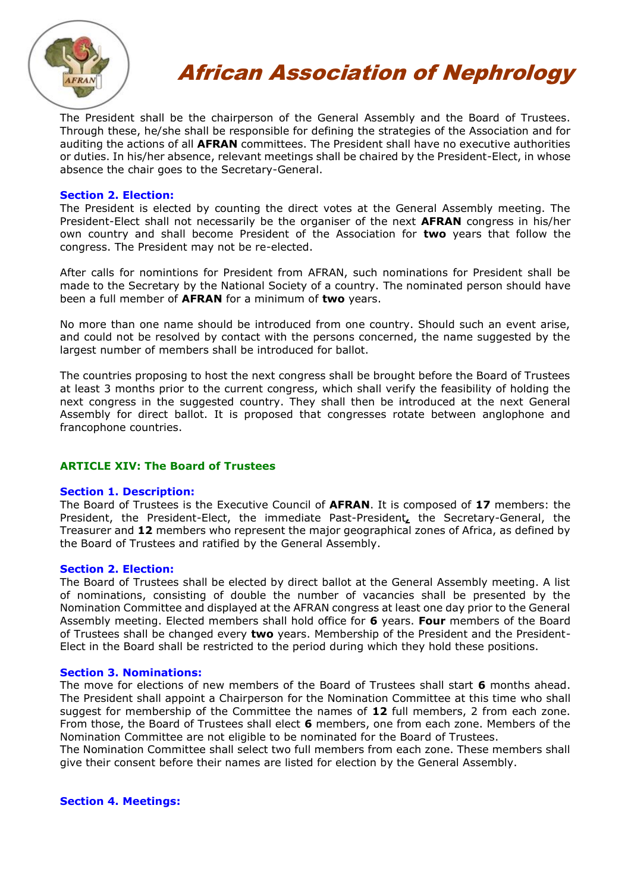The President shall be the chairperson of the General Assembly and the Board of Trustees. Through these, he/she shall be responsible for defining the strategies of the Association and for auditing the actions of all **AFRAN** committees. The President shall have no executive authorities or duties. In his/her absence, relevant meetings shall be chaired by the President-Elect, in whose absence the chair goes to the Secretary-General.

### Section 2. Election:

The President is elected by counting the direct votes at the General Assembly meeting. The President-Elect shall not necessarily be the organiser of the next **AFRAN** congress in his/her own country and shall become President of the Association for **two** years that follow the congress. The President may not be re-elected.

After calls for nomintions for President from AFRAN, such nominations for President shall be made to the Secretary by the National Society of a country. The nominated person should have been a full member of **AFRAN** for a minimum of **two** years.

No more than one name should be introduced from one country. Should such an event arise, and could not be resolved by contact with the persons concerned, the name suggested by the largest number of members shall be introduced for ballot.

The countries proposing to host the next congress shall be brought before the Board of Trustees at least 3 months prior to the current congress, which shall verify the feasibility of holding the next congress in the suggested country. They shall then be introduced at the next General Assembly for direct ballot. It is proposed that congresses rotate between anglophone and francophone countries.

## ARTICLE XIV: The Board of Trustees

### Section 1. Description:

The Board of Trustees is the Executive Council of **AFRAN**. It is composed of **17** members: the President, the President-Elect, the immediate Past-President, the Secretary-General, the Treasurer and **12** members who represent the major geographical zones of Africa, as defined by the Board of Trustees and ratified by the General Assembly.

### Section 2. Election:

The Board of Trustees shall be elected by direct ballot at the General Assembly meeting. A list of nominations, consisting of double the number of vacancies shall be presented by the Nomination Committee and displayed at the AFRAN congress at least one day prior to the General Assembly meeting. Elected members shall hold office for **6** years. **Four** members of the Board of Trustees shall be changed every **two** years. Membership of the President and the President-Elect in the Board shall be restricted to the period during which they hold these positions.

### Section 3. Nominations:

The move for elections of new members of the Board of Trustees shall start **6** months ahead. The President shall appoint a Chairperson for the Nomination Committee at this time who shall suggest for membership of the Committee the names of **12** full members, 2 from each zone. From those, the Board of Trustees shall elect **6** members, one from each zone. Members of the Nomination Committee are not eligible to be nominated for the Board of Trustees.
The Nomination Committee shall select two full members from each zone. These members shall give their consent before their names are listed for election by the General Assembly.

### Section 4. Meetings: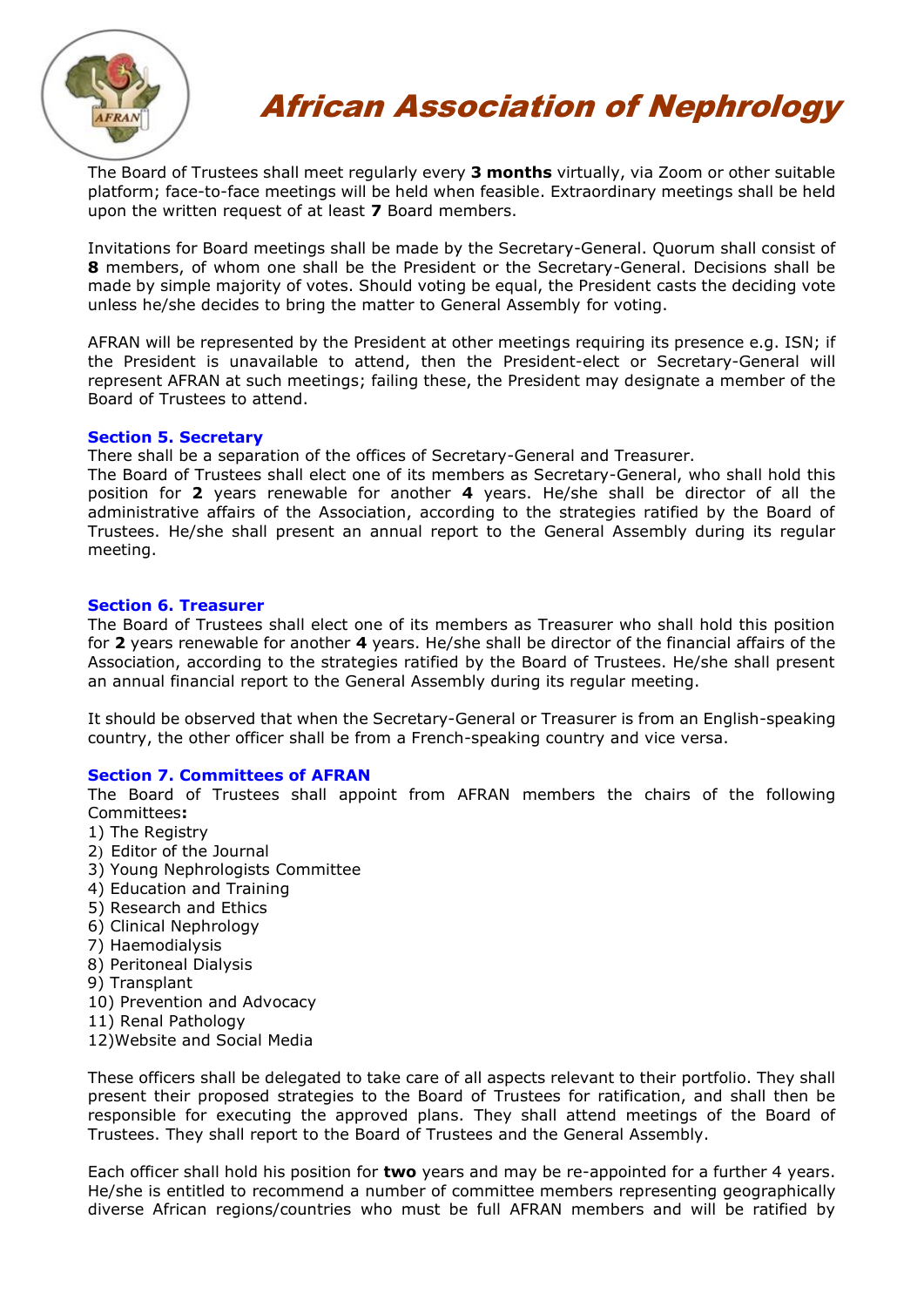The Board of Trustees shall meet regularly every **3 months** virtually, via Zoom or other suitable platform; face-to-face meetings will be held when feasible. Extraordinary meetings shall be held upon the written request of at least **7** Board members.

Invitations for Board meetings shall be made by the Secretary-General. Quorum shall consist of **8** members, of whom one shall be the President or the Secretary-General. Decisions shall be made by simple majority of votes. Should voting be equal, the President casts the deciding vote unless he/she decides to bring the matter to General Assembly for voting.

AFRAN will be represented by the President at other meetings requiring its presence e.g. ISN; if the President is unavailable to attend, then the President-elect or Secretary-General will represent AFRAN at such meetings; failing these, the President may designate a member of the Board of Trustees to attend.

### Section 5. Secretary

There shall be a separation of the offices of Secretary-General and Treasurer.
The Board of Trustees shall elect one of its members as Secretary-General, who shall hold this position for **2** years renewable for another **4** years. He/she shall be director of all the administrative affairs of the Association, according to the strategies ratified by the Board of Trustees. He/she shall present an annual report to the General Assembly during its regular meeting.

### Section 6. Treasurer

The Board of Trustees shall elect one of its members as Treasurer who shall hold this position for **2** years renewable for another **4** years. He/she shall be director of the financial affairs of the Association, according to the strategies ratified by the Board of Trustees. He/she shall present an annual financial report to the General Assembly during its regular meeting.

It should be observed that when the Secretary-General or Treasurer is from an English-speaking country, the other officer shall be from a French-speaking country and vice versa.

### Section 7. Committees of AFRAN

The Board of Trustees shall appoint from AFRAN members the chairs of the following Committees**:**

1) The Registry
2) Editor of the Journal
3) Young Nephrologists Committee
4) Education and Training
5) Research and Ethics
6) Clinical Nephrology
7) Haemodialysis
8) Peritoneal Dialysis
9) Transplant
10) Prevention and Advocacy
11) Renal Pathology
12) Website and Social Media

These officers shall be delegated to take care of all aspects relevant to their portfolio. They shall present their proposed strategies to the Board of Trustees for ratification, and shall then be responsible for executing the approved plans. They shall attend meetings of the Board of Trustees. They shall report to the Board of Trustees and the General Assembly.

Each officer shall hold his position for **two** years and may be re-appointed for a further 4 years. He/she is entitled to recommend a number of committee members representing geographically diverse African regions/countries who must be full AFRAN members and will be ratified by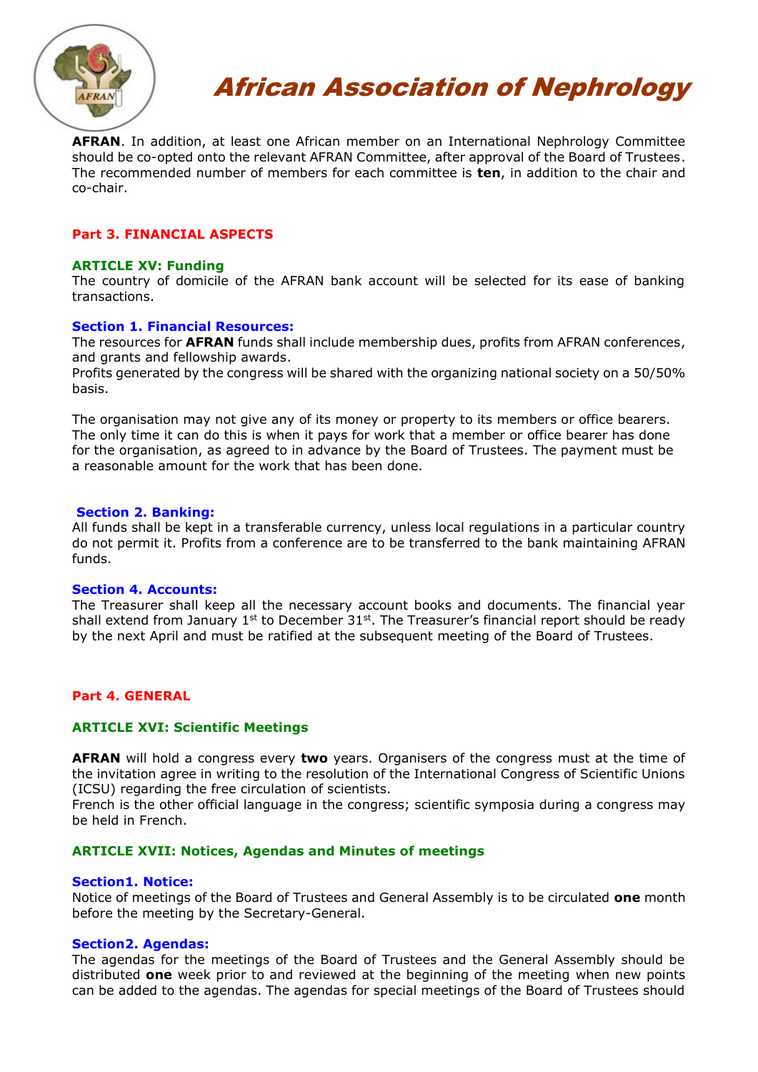**AFRAN**. In addition, at least one African member on an International Nephrology Committee should be co-opted onto the relevant AFRAN Committee, after approval of the Board of Trustees. The recommended number of members for each committee is **ten**, in addition to the chair and co-chair.

## Part 3. FINANCIAL ASPECTS

### ARTICLE XV: Funding

The country of domicile of the AFRAN bank account will be selected for its ease of banking transactions.

#### Section 1. Financial Resources:

The resources for **AFRAN** funds shall include membership dues, profits from AFRAN conferences, and grants and fellowship awards.

Profits generated by the congress will be shared with the organizing national society on a 50/50% basis.

The organisation may not give any of its money or property to its members or office bearers. The only time it can do this is when it pays for work that a member or office bearer has done for the organisation, as agreed to in advance by the Board of Trustees. The payment must be a reasonable amount for the work that has been done.

#### Section 2. Banking:

All funds shall be kept in a transferable currency, unless local regulations in a particular country do not permit it. Profits from a conference are to be transferred to the bank maintaining AFRAN funds.

#### Section 4. Accounts:

The Treasurer shall keep all the necessary account books and documents. The financial year shall extend from January 1st to December 31st. The Treasurer's financial report should be ready by the next April and must be ratified at the subsequent meeting of the Board of Trustees.

## Part 4. GENERAL

### ARTICLE XVI: Scientific Meetings

**AFRAN** will hold a congress every **two** years. Organisers of the congress must at the time of the invitation agree in writing to the resolution of the International Congress of Scientific Unions (ICSU) regarding the free circulation of scientists.

French is the other official language in the congress; scientific symposia during a congress may be held in French.

### ARTICLE XVII: Notices, Agendas and Minutes of meetings

#### Section1. Notice:

Notice of meetings of the Board of Trustees and General Assembly is to be circulated **one** month before the meeting by the Secretary-General.

#### Section2. Agendas:

The agendas for the meetings of the Board of Trustees and the General Assembly should be distributed **one** week prior to and reviewed at the beginning of the meeting when new points can be added to the agendas. The agendas for special meetings of the Board of Trustees should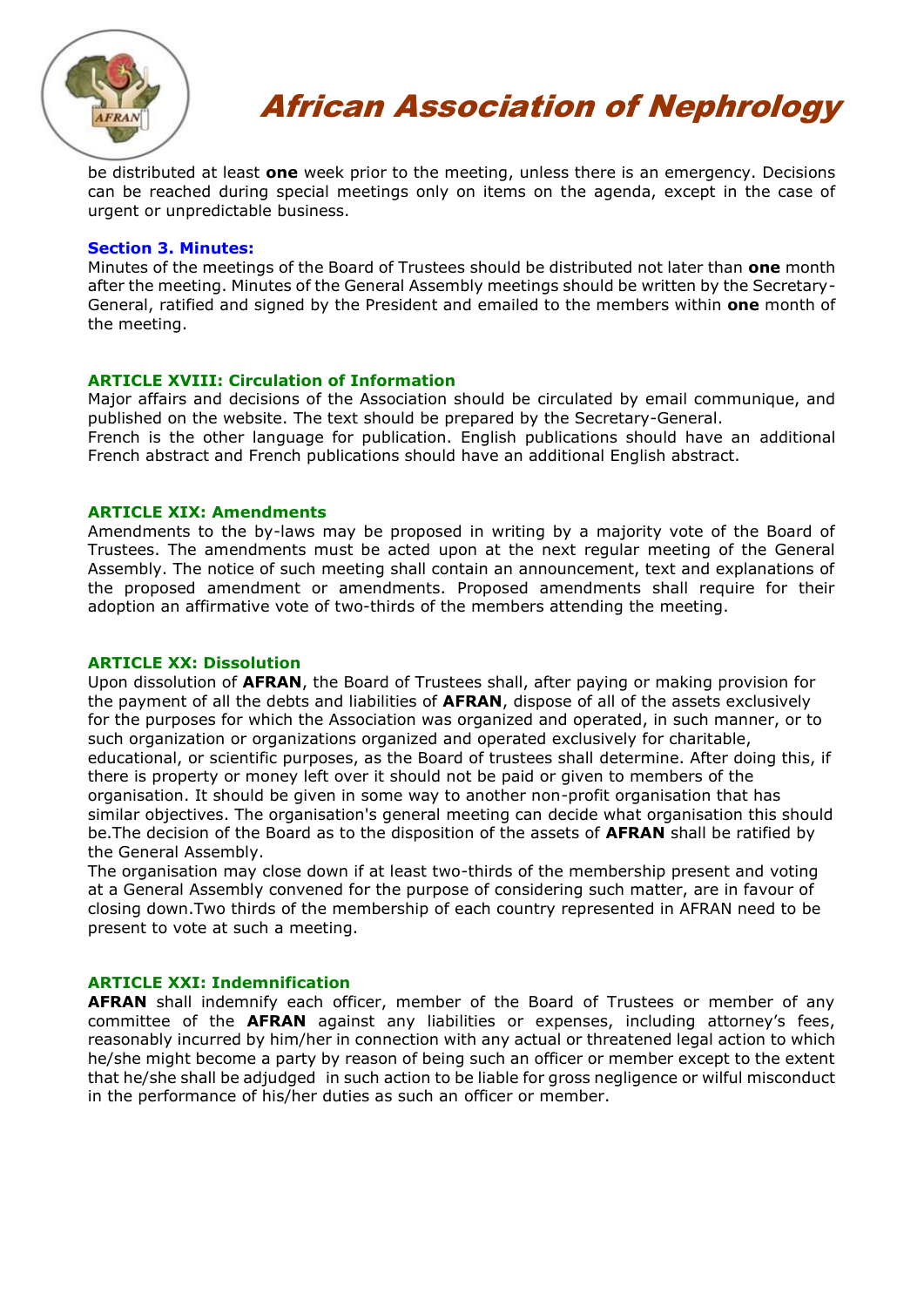be distributed at least **one** week prior to the meeting, unless there is an emergency. Decisions can be reached during special meetings only on items on the agenda, except in the case of urgent or unpredictable business.

### Section 3. Minutes:

Minutes of the meetings of the Board of Trustees should be distributed not later than **one** month after the meeting. Minutes of the General Assembly meetings should be written by the Secretary-General, ratified and signed by the President and emailed to the members within **one** month of the meeting.

## ARTICLE XVIII: Circulation of Information

Major affairs and decisions of the Association should be circulated by email communique, and published on the website. The text should be prepared by the Secretary-General.
French is the other language for publication. English publications should have an additional French abstract and French publications should have an additional English abstract.

## ARTICLE XIX: Amendments

Amendments to the by-laws may be proposed in writing by a majority vote of the Board of Trustees. The amendments must be acted upon at the next regular meeting of the General Assembly. The notice of such meeting shall contain an announcement, text and explanations of the proposed amendment or amendments. Proposed amendments shall require for their adoption an affirmative vote of two-thirds of the members attending the meeting.

## ARTICLE XX: Dissolution

Upon dissolution of **AFRAN**, the Board of Trustees shall, after paying or making provision for the payment of all the debts and liabilities of **AFRAN**, dispose of all of the assets exclusively for the purposes for which the Association was organized and operated, in such manner, or to such organization or organizations organized and operated exclusively for charitable, educational, or scientific purposes, as the Board of trustees shall determine. After doing this, if there is property or money left over it should not be paid or given to members of the organisation. It should be given in some way to another non-profit organisation that has similar objectives. The organisation's general meeting can decide what organisation this should be.The decision of the Board as to the disposition of the assets of **AFRAN** shall be ratified by the General Assembly.
The organisation may close down if at least two-thirds of the membership present and voting at a General Assembly convened for the purpose of considering such matter, are in favour of closing down.Two thirds of the membership of each country represented in AFRAN need to be present to vote at such a meeting.

## ARTICLE XXI: Indemnification

**AFRAN** shall indemnify each officer, member of the Board of Trustees or member of any committee of the **AFRAN** against any liabilities or expenses, including attorney's fees, reasonably incurred by him/her in connection with any actual or threatened legal action to which he/she might become a party by reason of being such an officer or member except to the extent that he/she shall be adjudged in such action to be liable for gross negligence or wilful misconduct in the performance of his/her duties as such an officer or member.